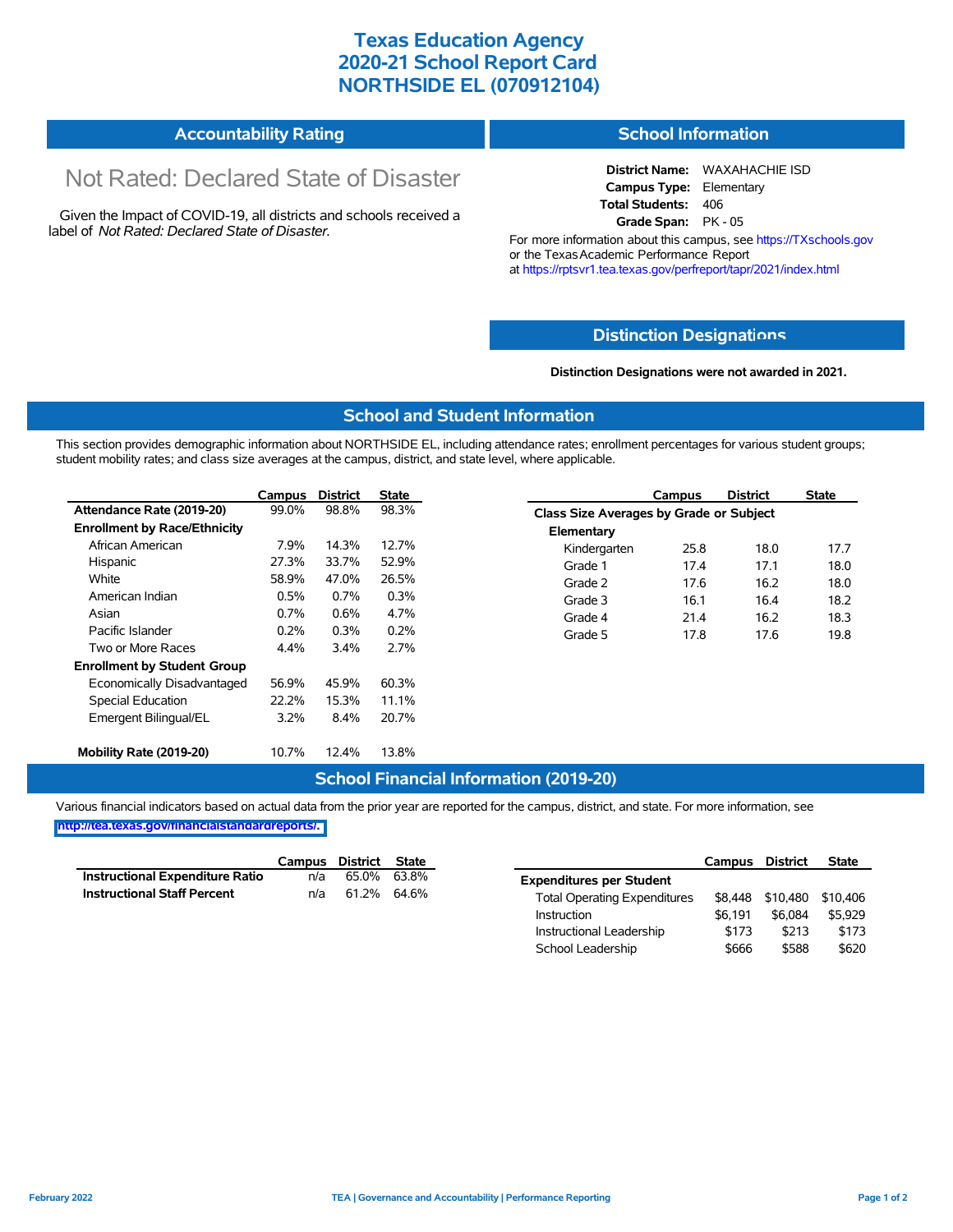# Texas Education Agency
# 2020-21 School Report Card
# NORTHSIDE EL (070912104)

## Accountability Rating

Not Rated: Declared State of Disaster

Given the Impact of COVID-19, all districts and schools received a label of *Not Rated: Declared State of Disaster*.

## School Information

**District Name:** WAXAHACHIE ISD
**Campus Type:** Elementary
**Total Students:** 406
**Grade Span:** PK - 05

For more information about this campus, see https://TXschools.gov or the Texas Academic Performance Report at https://rptsvr1.tea.texas.gov/perfreport/tapr/2021/index.html

## Distinction Designations

**Distinction Designations were not awarded in 2021.**

## School and Student Information

This section provides demographic information about NORTHSIDE EL, including attendance rates; enrollment percentages for various student groups; student mobility rates; and class size averages at the campus, district, and state level, where applicable.

| | Campus | District | State |
|---|---|---|---|
| **Attendance Rate (2019-20)** | 99.0% | 98.8% | 98.3% |
| **Enrollment by Race/Ethnicity** | | | |
| African American | 7.9% | 14.3% | 12.7% |
| Hispanic | 27.3% | 33.7% | 52.9% |
| White | 58.9% | 47.0% | 26.5% |
| American Indian | 0.5% | 0.7% | 0.3% |
| Asian | 0.7% | 0.6% | 4.7% |
| Pacific Islander | 0.2% | 0.3% | 0.2% |
| Two or More Races | 4.4% | 3.4% | 2.7% |
| **Enrollment by Student Group** | | | |
| Economically Disadvantaged | 56.9% | 45.9% | 60.3% |
| Special Education | 22.2% | 15.3% | 11.1% |
| Emergent Bilingual/EL | 3.2% | 8.4% | 20.7% |
| **Mobility Rate (2019-20)** | 10.7% | 12.4% | 13.8% |

| | Campus | District | State |
|---|---|---|---|
| **Class Size Averages by Grade or Subject** | | | |
| **Elementary** | | | |
| Kindergarten | 25.8 | 18.0 | 17.7 |
| Grade 1 | 17.4 | 17.1 | 18.0 |
| Grade 2 | 17.6 | 16.2 | 18.0 |
| Grade 3 | 16.1 | 16.4 | 18.2 |
| Grade 4 | 21.4 | 16.2 | 18.3 |
| Grade 5 | 17.8 | 17.6 | 19.8 |

## School Financial Information (2019-20)

Various financial indicators based on actual data from the prior year are reported for the campus, district, and state. For more information, see http://tea.texas.gov/financialstandardreports/.

| | Campus | District | State |
|---|---|---|---|
| **Instructional Expenditure Ratio** | n/a | 65.0% | 63.8% |
| **Instructional Staff Percent** | n/a | 61.2% | 64.6% |

| | Campus | District | State |
|---|---|---|---|
| **Expenditures per Student** | | | |
| Total Operating Expenditures | $8,448 | $10,480 | $10,406 |
| Instruction | $6,191 | $6,084 | $5,929 |
| Instructional Leadership | $173 | $213 | $173 |
| School Leadership | $666 | $588 | $620 |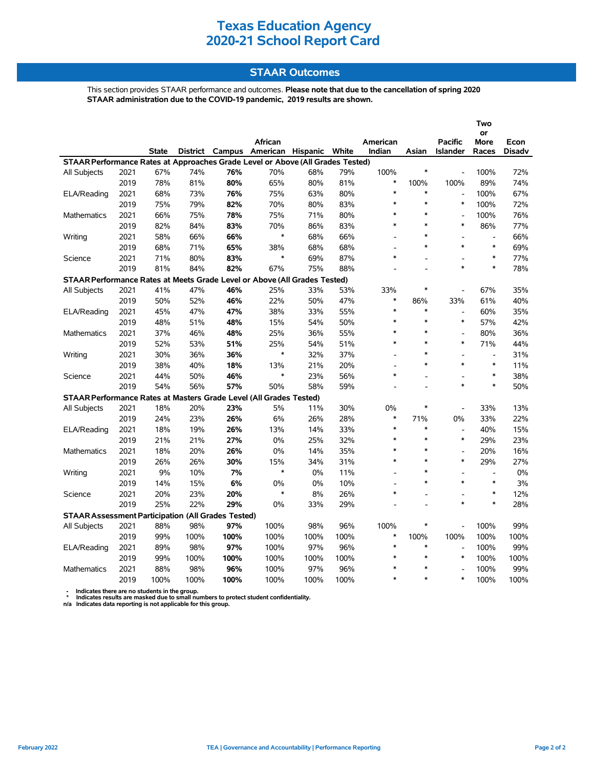# Texas Education Agency
# 2020-21 School Report Card

## STAAR Outcomes

This section provides STAAR performance and outcomes. **Please note that due to the cancellation of spring 2020 STAAR administration due to the COVID-19 pandemic, 2019 results are shown.**

| | | State | District | Campus | African American | Hispanic | White | American Indian | Asian | Pacific Islander | Two or More Races | Econ Disadv |
|---|---|---|---|---|---|---|---|---|---|---|---|---|
| **STAAR Performance Rates at Approaches Grade Level or Above (All Grades Tested)** | | | | | | | | | | | | |
| All Subjects | 2021 | 67% | 74% | **76%** | 70% | 68% | 79% | 100% | * | - | 100% | 72% |
| | 2019 | 78% | 81% | **80%** | 65% | 80% | 81% | * | 100% | 100% | 89% | 74% |
| ELA/Reading | 2021 | 68% | 73% | **76%** | 75% | 63% | 80% | * | * | - | 100% | 67% |
| | 2019 | 75% | 79% | **82%** | 70% | 80% | 83% | * | * | * | 100% | 72% |
| Mathematics | 2021 | 66% | 75% | **78%** | 75% | 71% | 80% | * | * | - | 100% | 76% |
| | 2019 | 82% | 84% | **83%** | 70% | 86% | 83% | * | * | * | 86% | 77% |
| Writing | 2021 | 58% | 66% | **66%** | * | 68% | 66% | - | * | - | - | 66% |
| | 2019 | 68% | 71% | **65%** | 38% | 68% | 68% | - | * | * | * | 69% |
| Science | 2021 | 71% | 80% | **83%** | * | 69% | 87% | * | - | - | * | 77% |
| | 2019 | 81% | 84% | **82%** | 67% | 75% | 88% | - | - | * | * | 78% |
| **STAAR Performance Rates at Meets Grade Level or Above (All Grades Tested)** | | | | | | | | | | | | |
| All Subjects | 2021 | 41% | 47% | **46%** | 25% | 33% | 53% | 33% | * | - | 67% | 35% |
| | 2019 | 50% | 52% | **46%** | 22% | 50% | 47% | * | 86% | 33% | 61% | 40% |
| ELA/Reading | 2021 | 45% | 47% | **47%** | 38% | 33% | 55% | * | * | - | 60% | 35% |
| | 2019 | 48% | 51% | **48%** | 15% | 54% | 50% | * | * | * | 57% | 42% |
| Mathematics | 2021 | 37% | 46% | **48%** | 25% | 36% | 55% | * | * | - | 80% | 36% |
| | 2019 | 52% | 53% | **51%** | 25% | 54% | 51% | * | * | * | 71% | 44% |
| Writing | 2021 | 30% | 36% | **36%** | * | 32% | 37% | - | * | - | - | 31% |
| | 2019 | 38% | 40% | **18%** | 13% | 21% | 20% | - | * | * | * | 11% |
| Science | 2021 | 44% | 50% | **46%** | * | 23% | 56% | * | - | - | * | 38% |
| | 2019 | 54% | 56% | **57%** | 50% | 58% | 59% | - | - | * | * | 50% |
| **STAAR Performance Rates at Masters Grade Level (All Grades Tested)** | | | | | | | | | | | | |
| All Subjects | 2021 | 18% | 20% | **23%** | 5% | 11% | 30% | 0% | * | - | 33% | 13% |
| | 2019 | 24% | 23% | **26%** | 6% | 26% | 28% | * | 71% | 0% | 33% | 22% |
| ELA/Reading | 2021 | 18% | 19% | **26%** | 13% | 14% | 33% | * | * | - | 40% | 15% |
| | 2019 | 21% | 21% | **27%** | 0% | 25% | 32% | * | * | * | 29% | 23% |
| Mathematics | 2021 | 18% | 20% | **26%** | 0% | 14% | 35% | * | * | - | 20% | 16% |
| | 2019 | 26% | 26% | **30%** | 15% | 34% | 31% | * | * | * | 29% | 27% |
| Writing | 2021 | 9% | 10% | **7%** | * | 0% | 11% | - | * | - | - | 0% |
| | 2019 | 14% | 15% | **6%** | 0% | 0% | 10% | - | * | * | * | 3% |
| Science | 2021 | 20% | 23% | **20%** | * | 8% | 26% | * | - | - | * | 12% |
| | 2019 | 25% | 22% | **29%** | 0% | 33% | 29% | - | - | * | * | 28% |
| **STAAR Assessment Participation (All Grades Tested)** | | | | | | | | | | | | |
| All Subjects | 2021 | 88% | 98% | **97%** | 100% | 98% | 96% | 100% | * | - | 100% | 99% |
| | 2019 | 99% | 100% | **100%** | 100% | 100% | 100% | * | 100% | 100% | 100% | 100% |
| ELA/Reading | 2021 | 89% | 98% | **97%** | 100% | 97% | 96% | * | * | - | 100% | 99% |
| | 2019 | 99% | 100% | **100%** | 100% | 100% | 100% | * | * | * | 100% | 100% |
| Mathematics | 2021 | 88% | 98% | **96%** | 100% | 97% | 96% | * | * | - | 100% | 99% |
| | 2019 | 100% | 100% | **100%** | 100% | 100% | 100% | * | * | * | 100% | 100% |

- Indicates there are no students in the group.
\* Indicates results are masked due to small numbers to protect student confidentiality.
n/a Indicates data reporting is not applicable for this group.